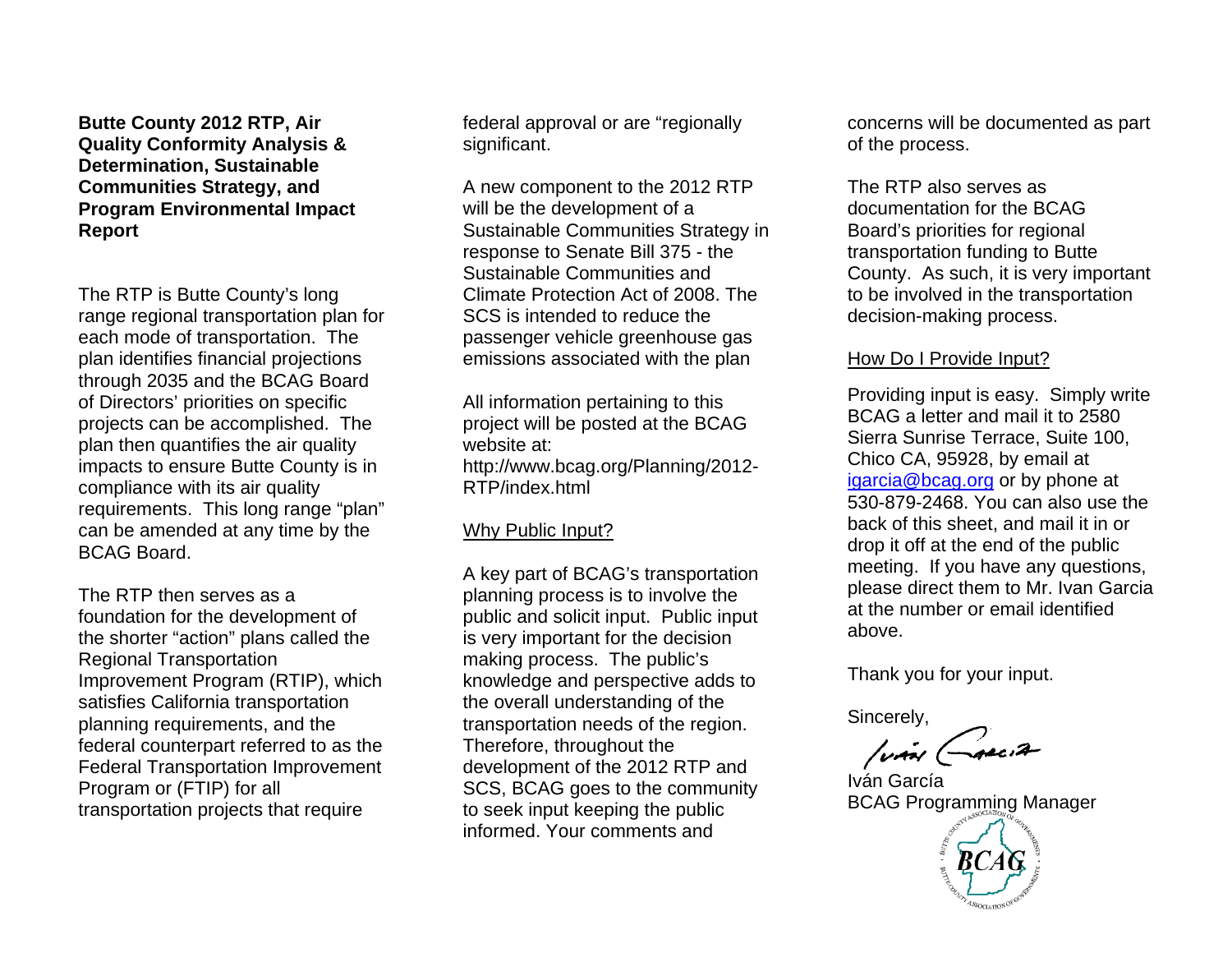**Butte County 2012 RTP, Air Quality Conformity Analysis & Determination, Sustainable Communities Strategy, and Program Environmental Impact Report**

The RTP is Butte County's long range regional transportation plan for each mode of transportation. The plan identifies financial projections through 2035 and the BCAG Board of Directors' priorities on specific projects can be accomplished. The plan then quantifies the air quality impacts to ensure Butte County is in compliance with its air quality requirements. This long range "plan" can be amended at any time by the BCAG Board.

The RTP then serves as a foundation for the development of the shorter "action" plans called the Regional Transportation Improvement Program (RTIP), which satisfies California transportation planning requirements, and the federal counterpart referred to as the Federal Transportation Improvement Program or (FTIP) for all transportation projects that require federal approval or are "regionally significant.

A new component to the 2012 RTP will be the development of a Sustainable Communities Strategy in response to Senate Bill 375 - the Sustainable Communities and Climate Protection Act of 2008. The SCS is intended to reduce the passenger vehicle greenhouse gas emissions associated with the plan

All information pertaining to this project will be posted at the BCAG website at: http://www.bcag.org/Planning/2012-RTP/index.html

Why Public Input?

A key part of BCAG's transportation planning process is to involve the public and solicit input. Public input is very important for the decision making process. The public's knowledge and perspective adds to the overall understanding of the transportation needs of the region. Therefore, throughout the development of the 2012 RTP and SCS, BCAG goes to the community to seek input keeping the public informed. Your comments and concerns will be documented as part of the process.

The RTP also serves as documentation for the BCAG Board's priorities for regional transportation funding to Butte County. As such, it is very important to be involved in the transportation decision-making process.

How Do I Provide Input?

Providing input is easy. Simply write BCAG a letter and mail it to 2580 Sierra Sunrise Terrace, Suite 100, Chico CA, 95928, by email at igarcia@bcag.org or by phone at 530-879-2468. You can also use the back of this sheet, and mail it in or drop it off at the end of the public meeting. If you have any questions, please direct them to Mr. Ivan Garcia at the number or email identified above.

Thank you for your input.

Sincerely,

Iván García
BCAG Programming Manager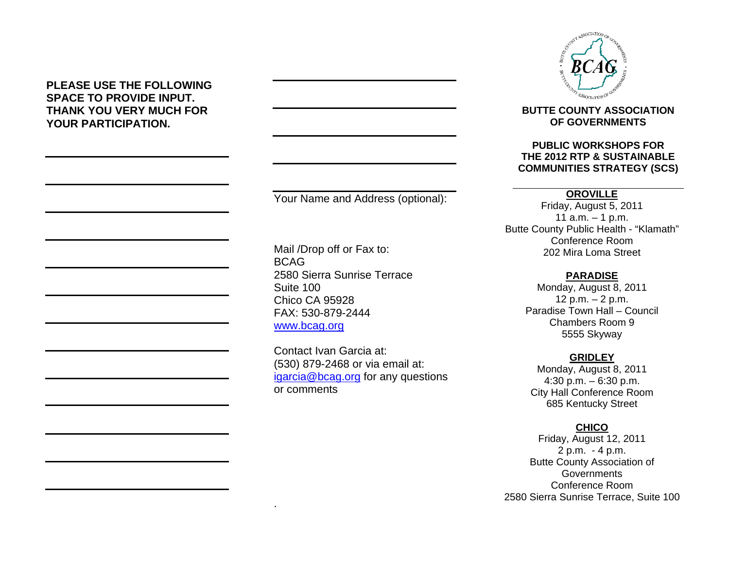**PLEASE USE THE FOLLOWING SPACE TO PROVIDE INPUT. THANK YOU VERY MUCH FOR YOUR PARTICIPATION.**

Your Name and Address (optional):

Mail /Drop off or Fax to:
BCAG
2580 Sierra Sunrise Terrace
Suite 100
Chico CA 95928
FAX: 530-879-2444
www.bcag.org

Contact Ivan Garcia at:
(530) 879-2468 or via email at:
igarcia@bcag.org for any questions or comments

**BUTTE COUNTY ASSOCIATION OF GOVERNMENTS**

**PUBLIC WORKSHOPS FOR THE 2012 RTP & SUSTAINABLE COMMUNITIES STRATEGY (SCS)**

**OROVILLE**
Friday, August 5, 2011
11 a.m. – 1 p.m.
Butte County Public Health - "Klamath" Conference Room
202 Mira Loma Street

**PARADISE**
Monday, August 8, 2011
12 p.m. – 2 p.m.
Paradise Town Hall – Council Chambers Room 9
5555 Skyway

**GRIDLEY**
Monday, August 8, 2011
4:30 p.m. – 6:30 p.m.
City Hall Conference Room
685 Kentucky Street

**CHICO**
Friday, August 12, 2011
2 p.m. - 4 p.m.
Butte County Association of Governments
Conference Room
2580 Sierra Sunrise Terrace, Suite 100